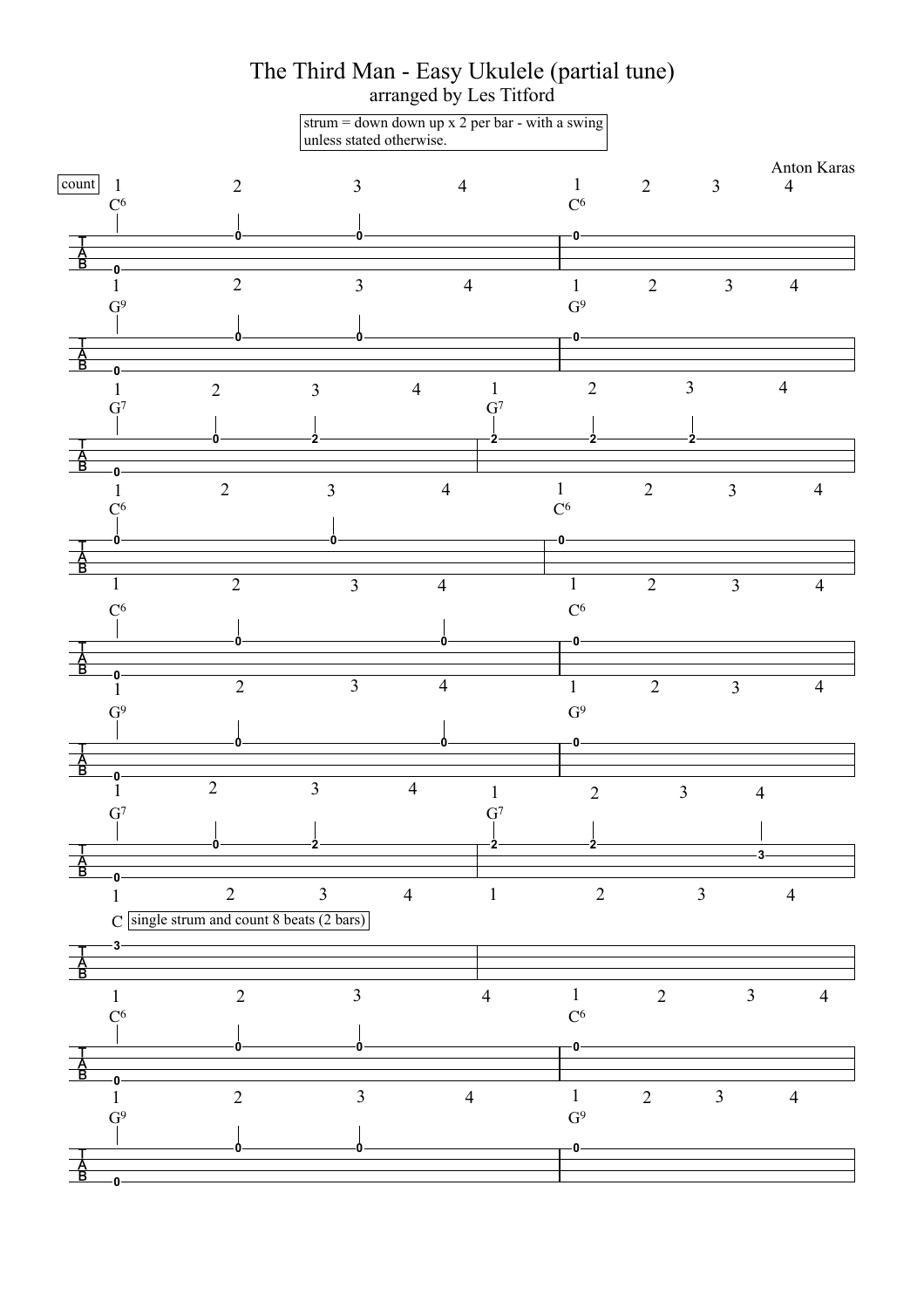# The Third Man - Easy Ukulele (partial tune)

arranged by Les Titford

strum = down down up x 2 per bar - with a swing unless stated otherwise.

Anton Karas

count

```
  1        2        3        4      | 1     2     3     4
  C6                                | C6
T -------0--------0-----------------|-0------------------
A ----------------------------------|--------------------
B -0--------------------------------|--------------------

  1        2        3        4      | 1     2     3     4
  G9                                | G9
T -------0--------0-----------------|-0------------------
A ----------------------------------|--------------------
B -0--------------------------------|--------------------

  1     2      3        4   | 1      2      3      4
  G7                        | G7
T ------0------2------------|-2------2------2-----------
A --------------------------|---------------------------
B -0------------------------|---------------------------

  1        2        3        4    | 1     2     3     4
  C6                              | C6
T -0----------------0-------------|-0------------------
A --------------------------------|--------------------
B --------------------------------|--------------------

  1        2        3        4      | 1     2     3     4
  C6                                | C6
T -------0------------------0-------|-0------------------
A ----------------------------------|--------------------
B -0--------------------------------|--------------------

  1        2        3        4      | 1     2     3     4
  G9                                | G9
T -------0------------------0-------|-0------------------
A ----------------------------------|--------------------
B -0--------------------------------|--------------------

  1     2      3        4   | 1      2      3      4
  G7                        | G7
T ------0------2------------|-2------2-------------3----
A --------------------------|---------------------------
B -0------------------------|---------------------------

  1     2      3      4     | 1      2      3      4
  C  single strum and count 8 beats (2 bars)
T -3------------------------|---------------------------
A --------------------------|---------------------------
B --------------------------|---------------------------

  1        2        3        4      | 1     2     3     4
  C6                                | C6
T -------0--------0-----------------|-0------------------
A ----------------------------------|--------------------
B -0--------------------------------|--------------------

  1        2        3        4      | 1     2     3     4
  G9                                | G9
T -------0--------0-----------------|-0------------------
A ----------------------------------|--------------------
B -0--------------------------------|--------------------
```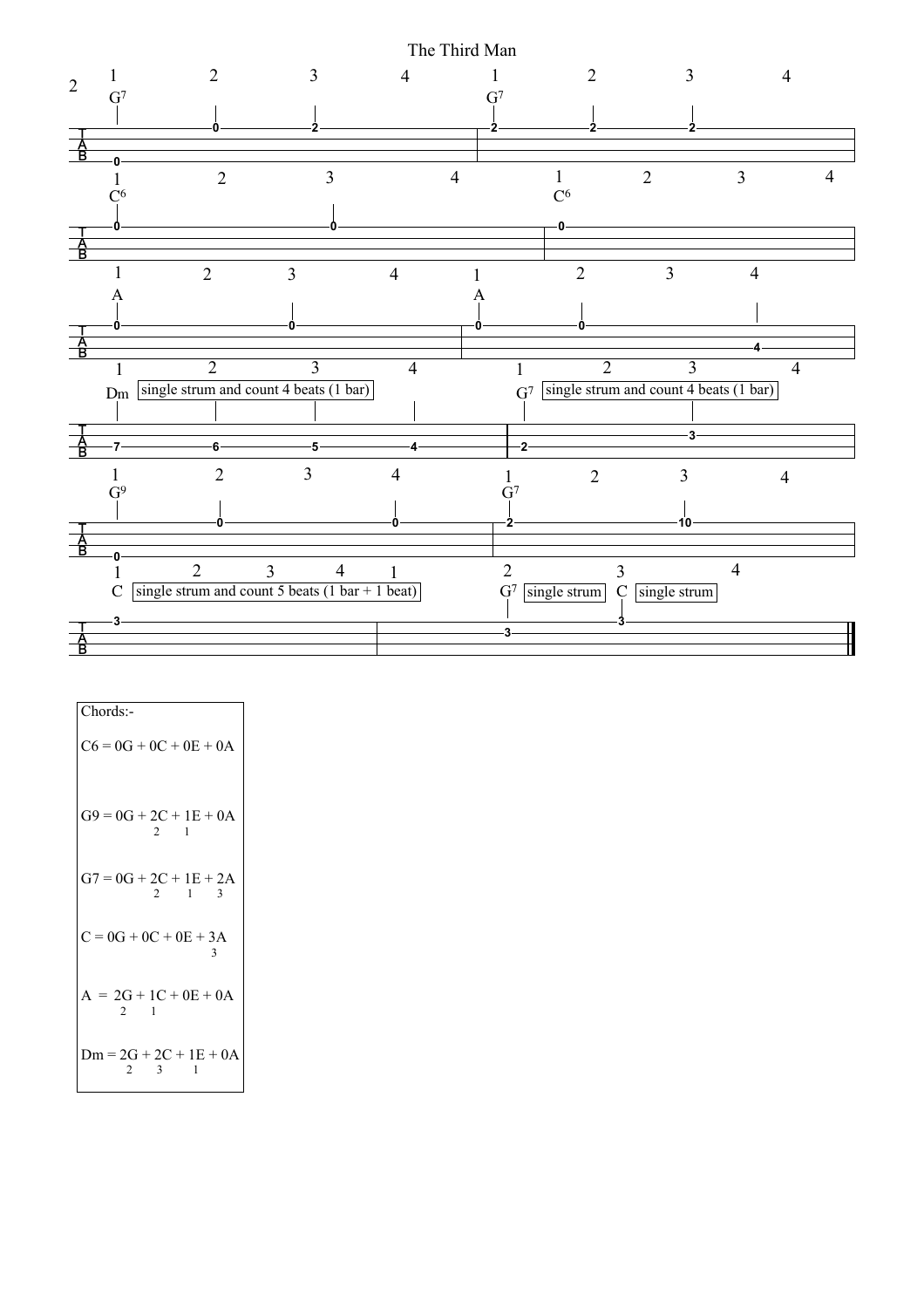The Third Man

| | | | | | | | | |
|---|---|---|---|---|---|---|---|---|
| Beat | 1 | 2 | 3 | 4 | 1 | 2 | 3 | 4 |
| Chord | G7 | | | | G7 | | | |
| A | | | | | | | | |
| E | | 0 | 2 | | 2 | 2 | 2 | |
| C | 0 | | | | | | | |

| | | | | | | | | |
|---|---|---|---|---|---|---|---|---|
| Beat | 1 | 2 | 3 | 4 | 1 | 2 | 3 | 4 |
| Chord | C6 | | | | C6 | | | |
| A | 0 | | 0 | | 0 | | | |

| | | | | | | | | |
|---|---|---|---|---|---|---|---|---|
| Beat | 1 | 2 | 3 | 4 | 1 | 2 | 3 | 4 |
| Chord | A | | | | A | | | |
| A | 0 | | 0 | | 0 | 0 | | |
| C | | | | | | | | 4 |

| | | | | | | | | |
|---|---|---|---|---|---|---|---|---|
| Beat | 1 | 2 | 3 | 4 | 1 | 2 | 3 | 4 |
| Chord | Dm (single strum and count 4 beats (1 bar)) | | | | G7 (single strum and count 4 beats (1 bar)) | | | |
| E | | | | | | | 3 | |
| C | 7 | 6 | 5 | 4 | 2 | | | |

| | | | | | | | | |
|---|---|---|---|---|---|---|---|---|
| Beat | 1 | 2 | 3 | 4 | 1 | 2 | 3 | 4 |
| Chord | G9 | | | | G7 | | | |
| E | | 0 | | 0 | 2 | | 10 | |
| C | 0 | | | | | | | |

| | | | | | | | | |
|---|---|---|---|---|---|---|---|---|
| Beat | 1 | 2 | 3 | 4 | 1 | 2 | 3 | 4 |
| Chord | C (single strum and count 5 beats (1 bar + 1 beat)) | | | | | G7 (single strum) | C (single strum) | |
| A | 3 | | | | | | 3 | |
| E | | | | | | 3 | | |

Chords:-

C6 = 0G + 0C + 0E + 0A

G9 = 0G + 2C + 1E + 0A (fingers: 2, 1)

G7 = 0G + 2C + 1E + 2A (fingers: 2, 1, 3)

C = 0G + 0C + 0E + 3A (finger: 3)

A = 2G + 1C + 0E + 0A (fingers: 2, 1)

Dm = 2G + 2C + 1E + 0A (fingers: 2, 3, 1)